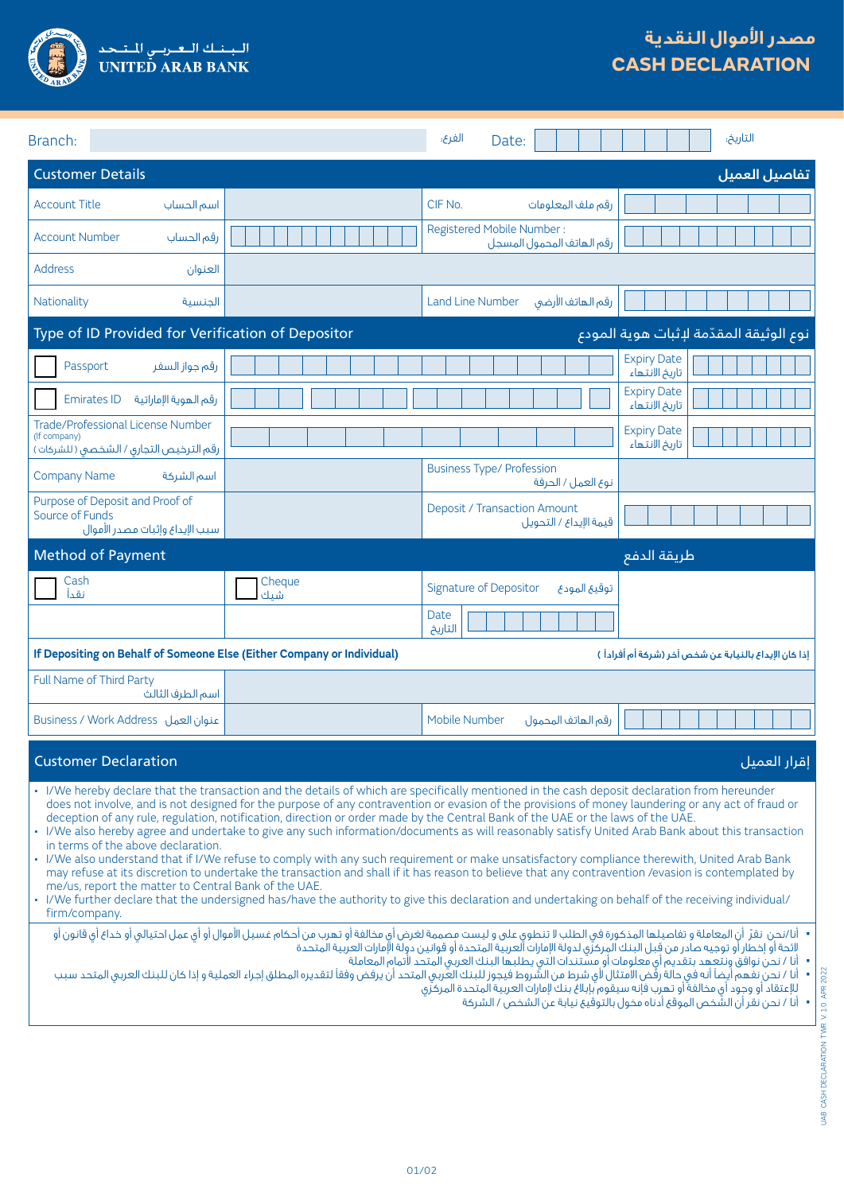# مصدر الأموال النقدية
# CASH DECLARATION

الـبـنـك الـعـربـي الـمـتـحـد
UNITED ARAB BANK

| Branch: | | الفرع: | Date: | | التاريخ: |
|---|---|---|---|---|---|

## Customer Details — تفاصيل العميل

| | | | |
|---|---|---|---|
| Account Title اسم الحساب | | CIF No. رقم ملف المعلومات | |
| Account Number رقم الحساب | | Registered Mobile Number : رقم الهاتف المحمول المسجل | |
| Address العنوان | | | |
| Nationality الجنسية | | Land Line Number رقم الهاتف الأرضي | |

## Type of ID Provided for Verification of Depositor — نوع الوثيقة المقدّمة لإثبات هوية المودع

| | | | |
|---|---|---|---|
| ☐ Passport رقم جواز السفر | | Expiry Date تاريخ الانتهاء | |
| ☐ Emirates ID رقم الهوية الإماراتية | | Expiry Date تاريخ الانتهاء | |
| Trade/Professional License Number (If company) رقم الترخيص التجاري / الشخصي (للشركات) | | Expiry Date تاريخ الانتهاء | |
| Company Name اسم الشركة | | Business Type/ Profession نوع العمل / الحرفة | |
| Purpose of Deposit and Proof of Source of Funds سبب الإيداع وإثبات مصدر الأموال | | Deposit / Transaction Amount قيمة الإيداع / التحويل | |

## Method of Payment — طريقة الدفع

| | | | |
|---|---|---|---|
| ☐ Cash نقداً | ☐ Cheque شيك | Signature of Depositor توقيع المودع | |
| | | Date التاريخ | |

**If Depositing on Behalf of Someone Else (Either Company or Individual)** — **إذا كان الإيداع بالنيابة عن شخص آخر (شركة أم أفراداً)**

| | | | |
|---|---|---|---|
| Full Name of Third Party اسم الطرف الثالث | | | |
| Business / Work Address عنوان العمل | | Mobile Number رقم الهاتف المحمول | |

## Customer Declaration — إقرار العميل

- I/We hereby declare that the transaction and the details of which are specifically mentioned in the cash deposit declaration from hereunder does not involve, and is not designed for the purpose of any contravention or evasion of the provisions of money laundering or any act of fraud or deception of any rule, regulation, notification, direction or order made by the Central Bank of the UAE or the laws of the UAE.
- I/We also hereby agree and undertake to give any such information/documents as will reasonably satisfy United Arab Bank about this transaction in terms of the above declaration.
- I/We also understand that if I/We refuse to comply with any such requirement or make unsatisfactory compliance therewith, United Arab Bank may refuse at its discretion to undertake the transaction and shall if it has reason to believe that any contravention /evasion is contemplated by me/us, report the matter to Central Bank of the UAE.
- I/We further declare that the undersigned has/have the authority to give this declaration and undertaking on behalf of the receiving individual/ firm/company.

- أنا/نحن نقرّ أن المعاملة و تفاصيلها المذكورة في الطلب لا تنطوي على و ليست مصممة لغرض أي مخالفة أو تهرب من أحكام غسيل الأموال أو أي عمل احتيالي أو خداع أي قانون أو لائحة أو إخطار أو توجيه صادر من قبل البنك المركزي لدولة الإمارات العربية المتحدة أو قوانين دولة الإمارات العربية المتحدة
- أنا / نحن نوافق ونتعهد بتقديم أي معلومات أو مستندات التي يطلبها البنك العربي المتحد لأتمام المعاملة
- أنا / نحن نفهم أيضاً أنه في حالة رفض الامتثال لأي شرط من الشروط فيجوز للبنك العربي المتحد أن يرفض وفقاً لتقديره المطلق إجراء العملية و إذا كان للبنك العربي المتحد سبب للإعتقاد أو وجود أي مخالفة أو تهرب فإنه سيقوم بإبلاغ بنك لإمارات العربية المتحدة المركزي
- أنا / نحن نقر أن الشخص الموقع أدناه مخول بالتوقيع نيابة عن الشخص / الشركة

UAB CASH DECLARATION TWR V.1.0 APR 2022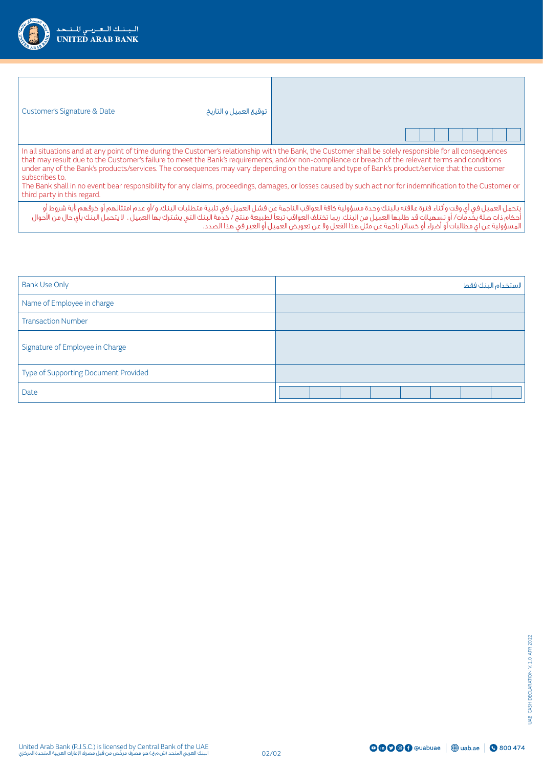| Customer's Signature & Date | توقيع العميل و التاريخ | |
|---|---|---|

In all situations and at any point of time during the Customer's relationship with the Bank, the Customer shall be solely responsible for all consequences that may result due to the Customer's failure to meet the Bank's requirements, and/or non-compliance or breach of the relevant terms and conditions under any of the Bank's products/services. The consequences may vary depending on the nature and type of Bank's product/service that the customer subscribes to.
The Bank shall in no event bear responsibility for any claims, proceedings, damages, or losses caused by such act nor for indemnification to the Customer or third party in this regard.

يتحمل العميل في أي وقت وأثناء فترة علاقته بالبنك وحده مسؤولية كافة العواقب الناجمة عن فشل العميل في تلبية متطلبات البنك، و/أو عدم امتثالهم أو خرقهم لأية شروط أو أحكام ذات صلة بخدمات/ أو تسهيلات قد طلبها العميل من البنك. ربما تختلف العواقب تبعاً لطبيعة منتج / خدمة البنك التي يشترك بها العميل . لا يتحمل البنك بأي حال من الأحوال المسؤولية عن اي مطالبات أو أضرار أو خسائر ناجمة عن مثل هذا الفعل ولا عن تعويض العميل أو الغير في هذا الصدد.

| Bank Use Only | لاستخدام البنك فقط |
|---|---|
| Name of Employee in charge | |
| Transaction Number | |
| Signature of Employee in Charge | |
| Type of Supporting Document Provided | |
| Date | |

UAB CASH DECLARATION V 1.0 APR 2022

United Arab Bank (P.J.S.C.) is licensed by Central Bank of the UAE
البنك العربي المتحد (ش.م.ع.) هو مصرف مرخص من قبل مصرف الإمارات العربية المتحدة المركزي

@uabuae | uab.ae | 800 474